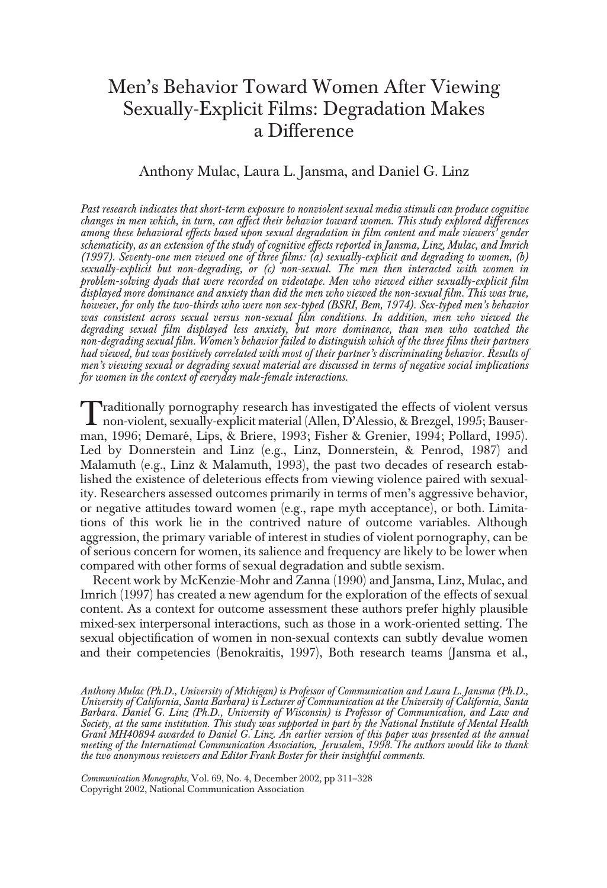# Men's Behavior Toward Women After Viewing Sexually-Explicit Films: Degradation Makes a Difference

Anthony Mulac, Laura L. Jansma, and Daniel G. Linz

*Past research indicates that short-term exposure to nonviolent sexual media stimuli can produce cognitive changes in men which, in turn, can affect their behavior toward women. This study explored differences among these behavioral effects based upon sexual degradation in film content and male viewers' gender schematicity, as an extension of the study of cognitive effects reported in Jansma, Linz, Mulac, and Imrich (1997). Seventy-one men viewed one of three films: (a) sexually-explicit and degrading to women, (b) sexually-explicit but non-degrading, or (c) non-sexual. The men then interacted with women in problem-solving dyads that were recorded on videotape. Men who viewed either sexually-explicit film displayed more dominance and anxiety than did the men who viewed the non-sexual film. This was true, however, for only the two-thirds who were non sex-typed (BSRI, Bem, 1974). Sex-typed men's behavior was consistent across sexual versus non-sexual film conditions. In addition, men who viewed the degrading sexual film displayed less anxiety, but more dominance, than men who watched the non-degrading sexual film. Women's behavior failed to distinguish which of the three films their partners had viewed, but was positively correlated with most of their partner's discriminating behavior. Results of men's viewing sexual or degrading sexual material are discussed in terms of negative social implications for women in the context of everyday male-female interactions.*

Traditionally pornography research has investigated the effects of violent versus non-violent, sexually-explicit material (Allen, D'Alessio, & Brezgel, 1995; Bauserman, 1996; Demaré, Lips, & Briere, 1993; Fisher & Grenier, 1994; Pollard, 1995). Led by Donnerstein and Linz (e.g., Linz, Donnerstein, & Penrod, 1987) and Malamuth (e.g., Linz & Malamuth, 1993), the past two decades of research established the existence of deleterious effects from viewing violence paired with sexuality. Researchers assessed outcomes primarily in terms of men's aggressive behavior, or negative attitudes toward women (e.g., rape myth acceptance), or both. Limitations of this work lie in the contrived nature of outcome variables. Although aggression, the primary variable of interest in studies of violent pornography, can be of serious concern for women, its salience and frequency are likely to be lower when compared with other forms of sexual degradation and subtle sexism.

Recent work by McKenzie-Mohr and Zanna (1990) and Jansma, Linz, Mulac, and Imrich (1997) has created a new agendum for the exploration of the effects of sexual content. As a context for outcome assessment these authors prefer highly plausible mixed-sex interpersonal interactions, such as those in a work-oriented setting. The sexual objectification of women in non-sexual contexts can subtly devalue women and their competencies (Benokraitis, 1997), Both research teams (Jansma et al.,

*Anthony Mulac (Ph.D., University of Michigan) is Professor of Communication and Laura L. Jansma (Ph.D., University of California, Santa Barbara) is Lecturer of Communication at the University of California, Santa Barbara. Daniel G. Linz (Ph.D., University of Wisconsin) is Professor of Communication, and Law and Society, at the same institution. This study was supported in part by the National Institute of Mental Health Grant MH40894 awarded to Daniel G. Linz. An earlier version of this paper was presented at the annual meeting of the International Communication Association, Jerusalem, 1998. The authors would like to thank the two anonymous reviewers and Editor Frank Boster for their insightful comments.*

*Communication Monographs,* Vol. 69, No. 4, December 2002, pp 311–328
Copyright 2002, National Communication Association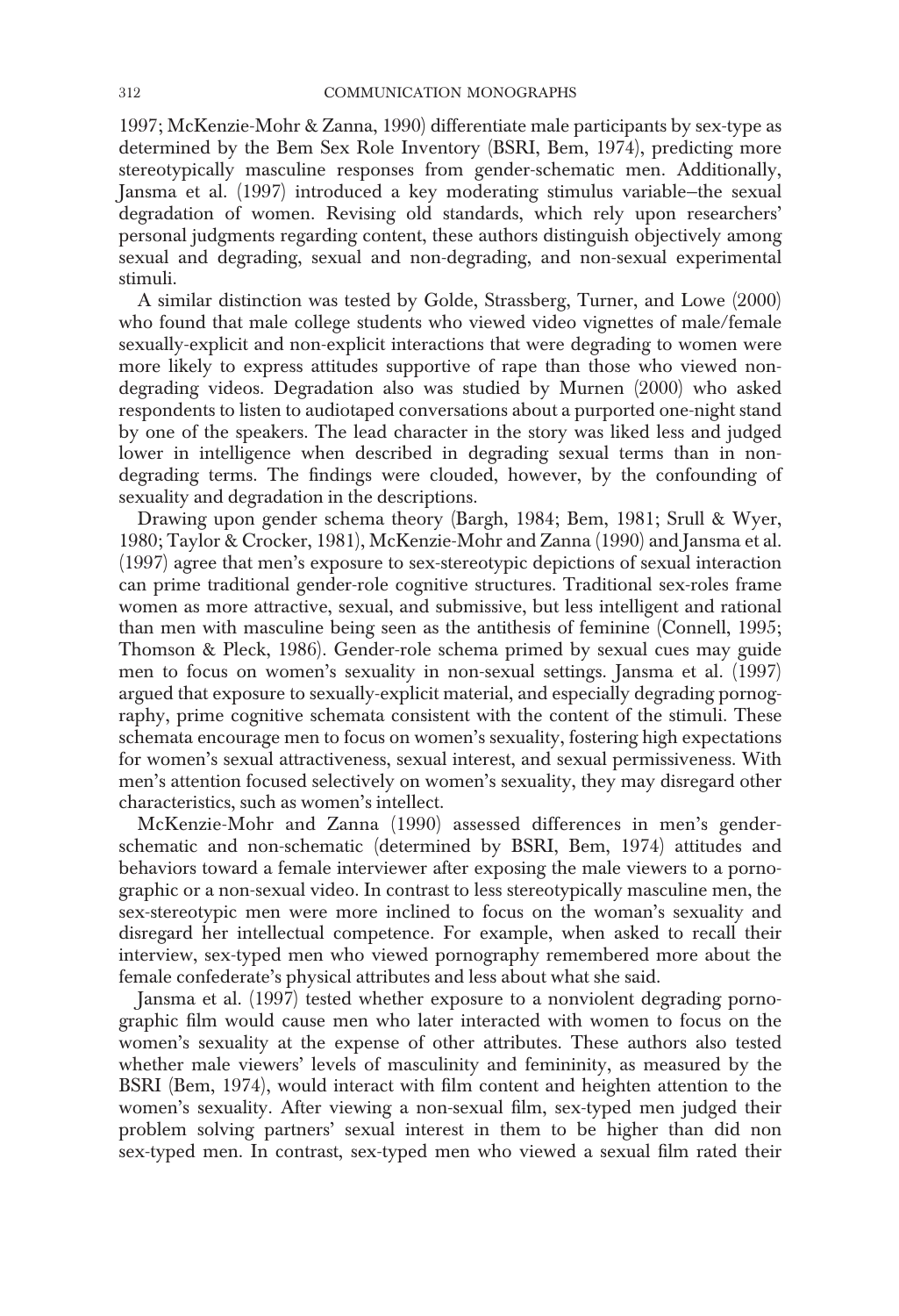1997; McKenzie-Mohr & Zanna, 1990) differentiate male participants by sex-type as determined by the Bem Sex Role Inventory (BSRI, Bem, 1974), predicting more stereotypically masculine responses from gender-schematic men. Additionally, Jansma et al. (1997) introduced a key moderating stimulus variable–the sexual degradation of women. Revising old standards, which rely upon researchers' personal judgments regarding content, these authors distinguish objectively among sexual and degrading, sexual and non-degrading, and non-sexual experimental stimuli.

A similar distinction was tested by Golde, Strassberg, Turner, and Lowe (2000) who found that male college students who viewed video vignettes of male/female sexually-explicit and non-explicit interactions that were degrading to women were more likely to express attitudes supportive of rape than those who viewed non-degrading videos. Degradation also was studied by Murnen (2000) who asked respondents to listen to audiotaped conversations about a purported one-night stand by one of the speakers. The lead character in the story was liked less and judged lower in intelligence when described in degrading sexual terms than in non-degrading terms. The findings were clouded, however, by the confounding of sexuality and degradation in the descriptions.

Drawing upon gender schema theory (Bargh, 1984; Bem, 1981; Srull & Wyer, 1980; Taylor & Crocker, 1981), McKenzie-Mohr and Zanna (1990) and Jansma et al. (1997) agree that men's exposure to sex-stereotypic depictions of sexual interaction can prime traditional gender-role cognitive structures. Traditional sex-roles frame women as more attractive, sexual, and submissive, but less intelligent and rational than men with masculine being seen as the antithesis of feminine (Connell, 1995; Thomson & Pleck, 1986). Gender-role schema primed by sexual cues may guide men to focus on women's sexuality in non-sexual settings. Jansma et al. (1997) argued that exposure to sexually-explicit material, and especially degrading pornography, prime cognitive schemata consistent with the content of the stimuli. These schemata encourage men to focus on women's sexuality, fostering high expectations for women's sexual attractiveness, sexual interest, and sexual permissiveness. With men's attention focused selectively on women's sexuality, they may disregard other characteristics, such as women's intellect.

McKenzie-Mohr and Zanna (1990) assessed differences in men's gender-schematic and non-schematic (determined by BSRI, Bem, 1974) attitudes and behaviors toward a female interviewer after exposing the male viewers to a pornographic or a non-sexual video. In contrast to less stereotypically masculine men, the sex-stereotypic men were more inclined to focus on the woman's sexuality and disregard her intellectual competence. For example, when asked to recall their interview, sex-typed men who viewed pornography remembered more about the female confederate's physical attributes and less about what she said.

Jansma et al. (1997) tested whether exposure to a nonviolent degrading pornographic film would cause men who later interacted with women to focus on the women's sexuality at the expense of other attributes. These authors also tested whether male viewers' levels of masculinity and femininity, as measured by the BSRI (Bem, 1974), would interact with film content and heighten attention to the women's sexuality. After viewing a non-sexual film, sex-typed men judged their problem solving partners' sexual interest in them to be higher than did non sex-typed men. In contrast, sex-typed men who viewed a sexual film rated their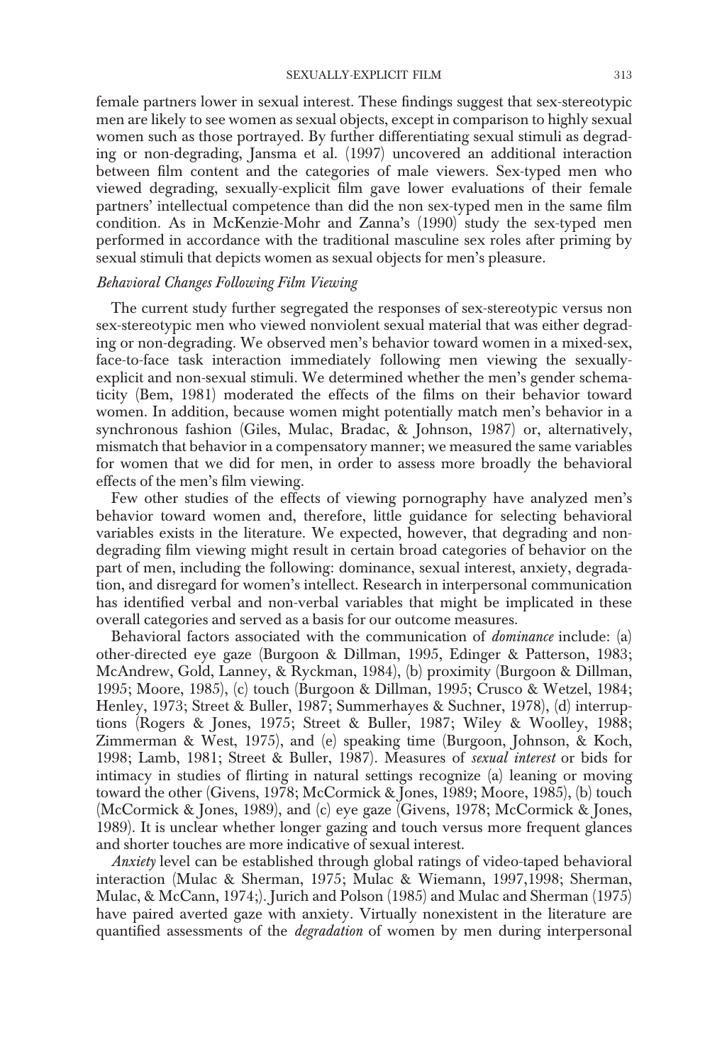female partners lower in sexual interest. These findings suggest that sex-stereotypic men are likely to see women as sexual objects, except in comparison to highly sexual women such as those portrayed. By further differentiating sexual stimuli as degrading or non-degrading, Jansma et al. (1997) uncovered an additional interaction between film content and the categories of male viewers. Sex-typed men who viewed degrading, sexually-explicit film gave lower evaluations of their female partners' intellectual competence than did the non sex-typed men in the same film condition. As in McKenzie-Mohr and Zanna's (1990) study the sex-typed men performed in accordance with the traditional masculine sex roles after priming by sexual stimuli that depicts women as sexual objects for men's pleasure.

### *Behavioral Changes Following Film Viewing*

The current study further segregated the responses of sex-stereotypic versus non sex-stereotypic men who viewed nonviolent sexual material that was either degrading or non-degrading. We observed men's behavior toward women in a mixed-sex, face-to-face task interaction immediately following men viewing the sexually-explicit and non-sexual stimuli. We determined whether the men's gender schematicity (Bem, 1981) moderated the effects of the films on their behavior toward women. In addition, because women might potentially match men's behavior in a synchronous fashion (Giles, Mulac, Bradac, & Johnson, 1987) or, alternatively, mismatch that behavior in a compensatory manner; we measured the same variables for women that we did for men, in order to assess more broadly the behavioral effects of the men's film viewing.

Few other studies of the effects of viewing pornography have analyzed men's behavior toward women and, therefore, little guidance for selecting behavioral variables exists in the literature. We expected, however, that degrading and non-degrading film viewing might result in certain broad categories of behavior on the part of men, including the following: dominance, sexual interest, anxiety, degradation, and disregard for women's intellect. Research in interpersonal communication has identified verbal and non-verbal variables that might be implicated in these overall categories and served as a basis for our outcome measures.

Behavioral factors associated with the communication of *dominance* include: (a) other-directed eye gaze (Burgoon & Dillman, 1995, Edinger & Patterson, 1983; McAndrew, Gold, Lanney, & Ryckman, 1984), (b) proximity (Burgoon & Dillman, 1995; Moore, 1985), (c) touch (Burgoon & Dillman, 1995; Crusco & Wetzel, 1984; Henley, 1973; Street & Buller, 1987; Summerhayes & Suchner, 1978), (d) interruptions (Rogers & Jones, 1975; Street & Buller, 1987; Wiley & Woolley, 1988; Zimmerman & West, 1975), and (e) speaking time (Burgoon, Johnson, & Koch, 1998; Lamb, 1981; Street & Buller, 1987). Measures of *sexual interest* or bids for intimacy in studies of flirting in natural settings recognize (a) leaning or moving toward the other (Givens, 1978; McCormick & Jones, 1989; Moore, 1985), (b) touch (McCormick & Jones, 1989), and (c) eye gaze (Givens, 1978; McCormick & Jones, 1989). It is unclear whether longer gazing and touch versus more frequent glances and shorter touches are more indicative of sexual interest.

*Anxiety* level can be established through global ratings of video-taped behavioral interaction (Mulac & Sherman, 1975; Mulac & Wiemann, 1997,1998; Sherman, Mulac, & McCann, 1974;). Jurich and Polson (1985) and Mulac and Sherman (1975) have paired averted gaze with anxiety. Virtually nonexistent in the literature are quantified assessments of the *degradation* of women by men during interpersonal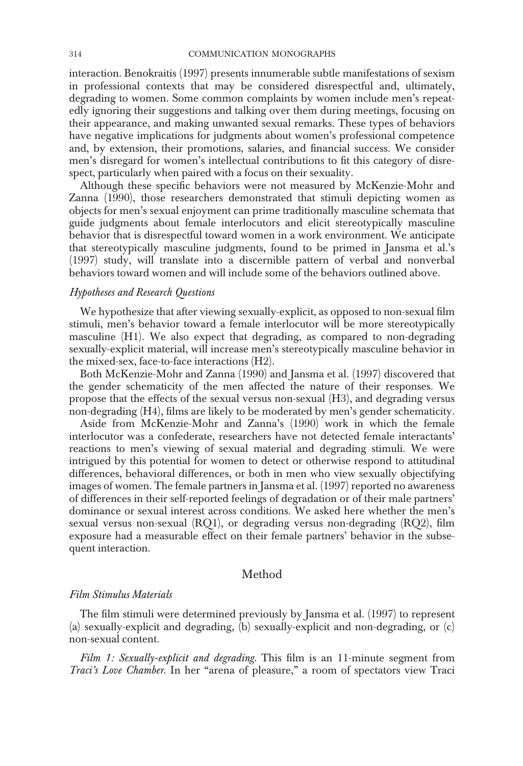interaction. Benokraitis (1997) presents innumerable subtle manifestations of sexism in professional contexts that may be considered disrespectful and, ultimately, degrading to women. Some common complaints by women include men's repeatedly ignoring their suggestions and talking over them during meetings, focusing on their appearance, and making unwanted sexual remarks. These types of behaviors have negative implications for judgments about women's professional competence and, by extension, their promotions, salaries, and financial success. We consider men's disregard for women's intellectual contributions to fit this category of disrespect, particularly when paired with a focus on their sexuality.

Although these specific behaviors were not measured by McKenzie-Mohr and Zanna (1990), those researchers demonstrated that stimuli depicting women as objects for men's sexual enjoyment can prime traditionally masculine schemata that guide judgments about female interlocutors and elicit stereotypically masculine behavior that is disrespectful toward women in a work environment. We anticipate that stereotypically masculine judgments, found to be primed in Jansma et al.'s (1997) study, will translate into a discernible pattern of verbal and nonverbal behaviors toward women and will include some of the behaviors outlined above.

### *Hypotheses and Research Questions*

We hypothesize that after viewing sexually-explicit, as opposed to non-sexual film stimuli, men's behavior toward a female interlocutor will be more stereotypically masculine (H1). We also expect that degrading, as compared to non-degrading sexually-explicit material, will increase men's stereotypically masculine behavior in the mixed-sex, face-to-face interactions (H2).

Both McKenzie-Mohr and Zanna (1990) and Jansma et al. (1997) discovered that the gender schematicity of the men affected the nature of their responses. We propose that the effects of the sexual versus non-sexual (H3), and degrading versus non-degrading (H4), films are likely to be moderated by men's gender schematicity.

Aside from McKenzie-Mohr and Zanna's (1990) work in which the female interlocutor was a confederate, researchers have not detected female interactants' reactions to men's viewing of sexual material and degrading stimuli. We were intrigued by this potential for women to detect or otherwise respond to attitudinal differences, behavioral differences, or both in men who view sexually objectifying images of women. The female partners in Jansma et al. (1997) reported no awareness of differences in their self-reported feelings of degradation or of their male partners' dominance or sexual interest across conditions. We asked here whether the men's sexual versus non-sexual (RQ1), or degrading versus non-degrading (RQ2), film exposure had a measurable effect on their female partners' behavior in the subsequent interaction.

## Method

### *Film Stimulus Materials*

The film stimuli were determined previously by Jansma et al. (1997) to represent (a) sexually-explicit and degrading, (b) sexually-explicit and non-degrading, or (c) non-sexual content.

*Film 1: Sexually-explicit and degrading.* This film is an 11-minute segment from *Traci's Love Chamber*. In her "arena of pleasure," a room of spectators view Traci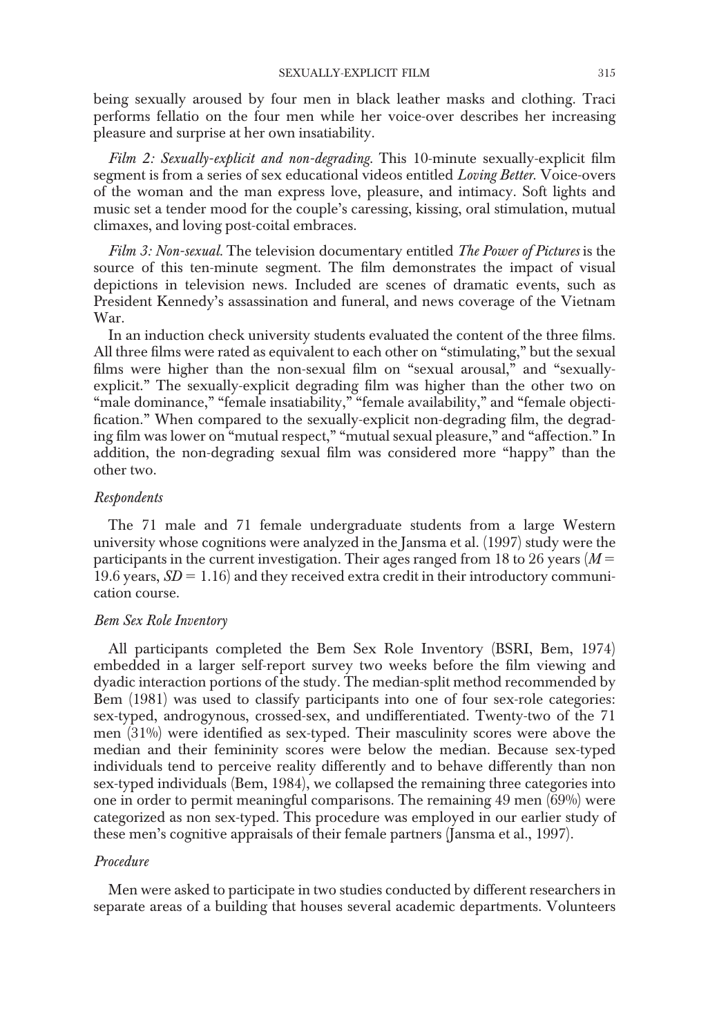being sexually aroused by four men in black leather masks and clothing. Traci performs fellatio on the four men while her voice-over describes her increasing pleasure and surprise at her own insatiability.

*Film 2: Sexually-explicit and non-degrading.* This 10-minute sexually-explicit film segment is from a series of sex educational videos entitled *Loving Better.* Voice-overs of the woman and the man express love, pleasure, and intimacy. Soft lights and music set a tender mood for the couple's caressing, kissing, oral stimulation, mutual climaxes, and loving post-coital embraces.

*Film 3: Non-sexual.* The television documentary entitled *The Power of Pictures* is the source of this ten-minute segment. The film demonstrates the impact of visual depictions in television news. Included are scenes of dramatic events, such as President Kennedy's assassination and funeral, and news coverage of the Vietnam War.

In an induction check university students evaluated the content of the three films. All three films were rated as equivalent to each other on "stimulating," but the sexual films were higher than the non-sexual film on "sexual arousal," and "sexually-explicit." The sexually-explicit degrading film was higher than the other two on "male dominance," "female insatiability," "female availability," and "female objectification." When compared to the sexually-explicit non-degrading film, the degrading film was lower on "mutual respect," "mutual sexual pleasure," and "affection." In addition, the non-degrading sexual film was considered more "happy" than the other two.

### *Respondents*

The 71 male and 71 female undergraduate students from a large Western university whose cognitions were analyzed in the Jansma et al. (1997) study were the participants in the current investigation. Their ages ranged from 18 to 26 years ($M$ = 19.6 years, $SD$ = 1.16) and they received extra credit in their introductory communication course.

### *Bem Sex Role Inventory*

All participants completed the Bem Sex Role Inventory (BSRI, Bem, 1974) embedded in a larger self-report survey two weeks before the film viewing and dyadic interaction portions of the study. The median-split method recommended by Bem (1981) was used to classify participants into one of four sex-role categories: sex-typed, androgynous, crossed-sex, and undifferentiated. Twenty-two of the 71 men (31%) were identified as sex-typed. Their masculinity scores were above the median and their femininity scores were below the median. Because sex-typed individuals tend to perceive reality differently and to behave differently than non sex-typed individuals (Bem, 1984), we collapsed the remaining three categories into one in order to permit meaningful comparisons. The remaining 49 men (69%) were categorized as non sex-typed. This procedure was employed in our earlier study of these men's cognitive appraisals of their female partners (Jansma et al., 1997).

### *Procedure*

Men were asked to participate in two studies conducted by different researchers in separate areas of a building that houses several academic departments. Volunteers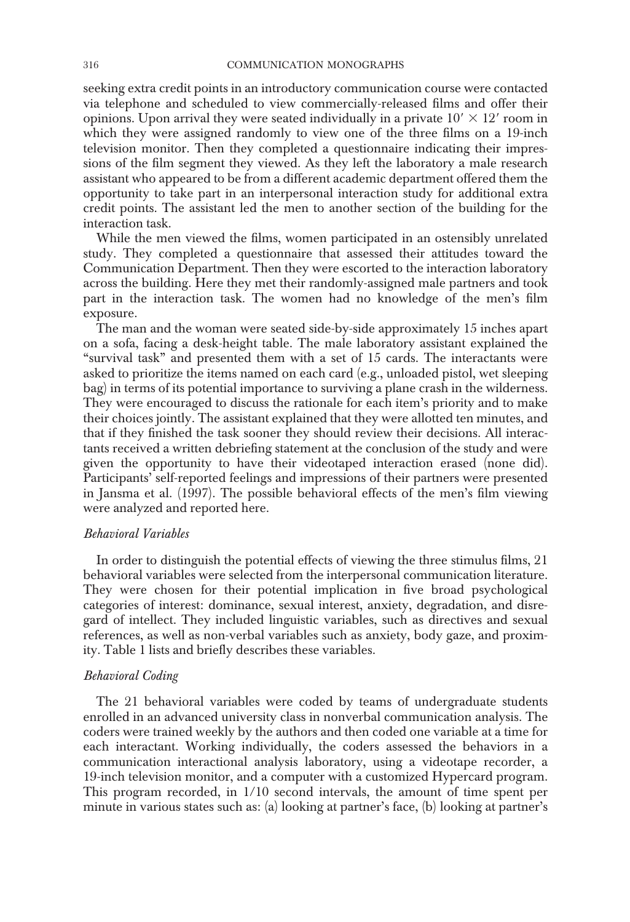seeking extra credit points in an introductory communication course were contacted via telephone and scheduled to view commercially-released films and offer their opinions. Upon arrival they were seated individually in a private $10' \times 12'$ room in which they were assigned randomly to view one of the three films on a 19-inch television monitor. Then they completed a questionnaire indicating their impressions of the film segment they viewed. As they left the laboratory a male research assistant who appeared to be from a different academic department offered them the opportunity to take part in an interpersonal interaction study for additional extra credit points. The assistant led the men to another section of the building for the interaction task.

While the men viewed the films, women participated in an ostensibly unrelated study. They completed a questionnaire that assessed their attitudes toward the Communication Department. Then they were escorted to the interaction laboratory across the building. Here they met their randomly-assigned male partners and took part in the interaction task. The women had no knowledge of the men's film exposure.

The man and the woman were seated side-by-side approximately 15 inches apart on a sofa, facing a desk-height table. The male laboratory assistant explained the "survival task" and presented them with a set of 15 cards. The interactants were asked to prioritize the items named on each card (e.g., unloaded pistol, wet sleeping bag) in terms of its potential importance to surviving a plane crash in the wilderness. They were encouraged to discuss the rationale for each item's priority and to make their choices jointly. The assistant explained that they were allotted ten minutes, and that if they finished the task sooner they should review their decisions. All interactants received a written debriefing statement at the conclusion of the study and were given the opportunity to have their videotaped interaction erased (none did). Participants' self-reported feelings and impressions of their partners were presented in Jansma et al. (1997). The possible behavioral effects of the men's film viewing were analyzed and reported here.

### *Behavioral Variables*

In order to distinguish the potential effects of viewing the three stimulus films, 21 behavioral variables were selected from the interpersonal communication literature. They were chosen for their potential implication in five broad psychological categories of interest: dominance, sexual interest, anxiety, degradation, and disregard of intellect. They included linguistic variables, such as directives and sexual references, as well as non-verbal variables such as anxiety, body gaze, and proximity. Table 1 lists and briefly describes these variables.

### *Behavioral Coding*

The 21 behavioral variables were coded by teams of undergraduate students enrolled in an advanced university class in nonverbal communication analysis. The coders were trained weekly by the authors and then coded one variable at a time for each interactant. Working individually, the coders assessed the behaviors in a communication interactional analysis laboratory, using a videotape recorder, a 19-inch television monitor, and a computer with a customized Hypercard program. This program recorded, in 1/10 second intervals, the amount of time spent per minute in various states such as: (a) looking at partner's face, (b) looking at partner's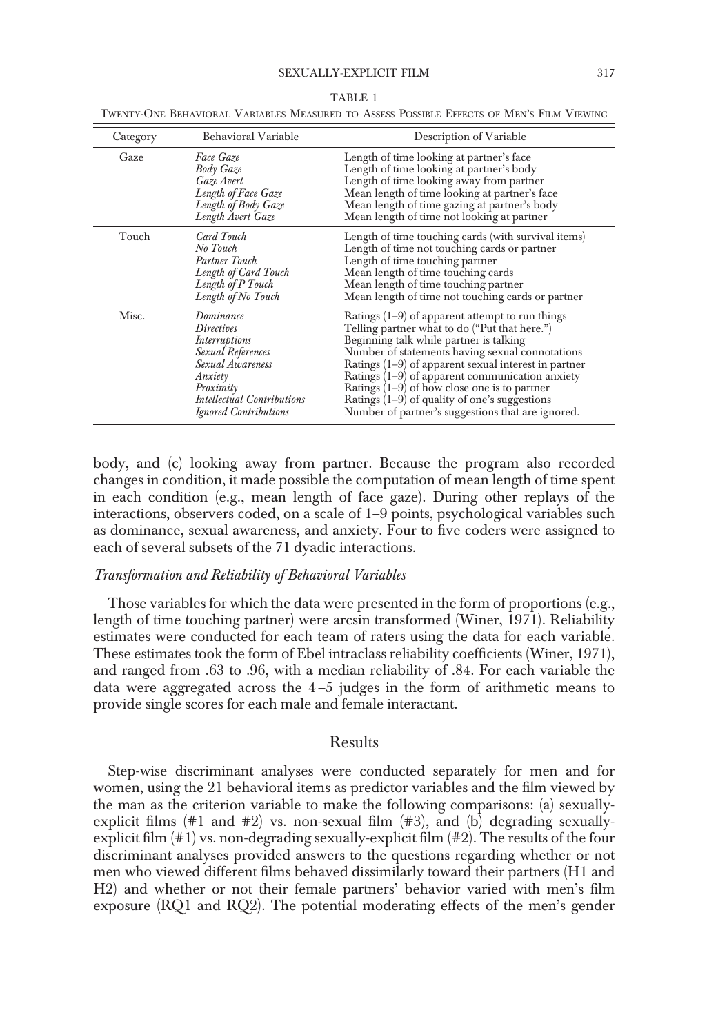TABLE 1

Twenty-One Behavioral Variables Measured to Assess Possible Effects of Men's Film Viewing

| Category | Behavioral Variable | Description of Variable |
|---|---|---|
| Gaze | *Face Gaze* | Length of time looking at partner's face |
| | *Body Gaze* | Length of time looking at partner's body |
| | *Gaze Avert* | Length of time looking away from partner |
| | *Length of Face Gaze* | Mean length of time looking at partner's face |
| | *Length of Body Gaze* | Mean length of time gazing at partner's body |
| | *Length Avert Gaze* | Mean length of time not looking at partner |
| Touch | *Card Touch* | Length of time touching cards (with survival items) |
| | *No Touch* | Length of time not touching cards or partner |
| | *Partner Touch* | Length of time touching partner |
| | *Length of Card Touch* | Mean length of time touching cards |
| | *Length of P Touch* | Mean length of time touching partner |
| | *Length of No Touch* | Mean length of time not touching cards or partner |
| Misc. | *Dominance* | Ratings (1–9) of apparent attempt to run things |
| | *Directives* | Telling partner what to do ("Put that here.") |
| | *Interruptions* | Beginning talk while partner is talking |
| | *Sexual References* | Number of statements having sexual connotations |
| | *Sexual Awareness* | Ratings (1–9) of apparent sexual interest in partner |
| | *Anxiety* | Ratings (1–9) of apparent communication anxiety |
| | *Proximity* | Ratings (1–9) of how close one is to partner |
| | *Intellectual Contributions* | Ratings (1–9) of quality of one's suggestions |
| | *Ignored Contributions* | Number of partner's suggestions that are ignored. |

body, and (c) looking away from partner. Because the program also recorded changes in condition, it made possible the computation of mean length of time spent in each condition (e.g., mean length of face gaze). During other replays of the interactions, observers coded, on a scale of 1–9 points, psychological variables such as dominance, sexual awareness, and anxiety. Four to five coders were assigned to each of several subsets of the 71 dyadic interactions.

### *Transformation and Reliability of Behavioral Variables*

Those variables for which the data were presented in the form of proportions (e.g., length of time touching partner) were arcsin transformed (Winer, 1971). Reliability estimates were conducted for each team of raters using the data for each variable. These estimates took the form of Ebel intraclass reliability coefficients (Winer, 1971), and ranged from .63 to .96, with a median reliability of .84. For each variable the data were aggregated across the 4–5 judges in the form of arithmetic means to provide single scores for each male and female interactant.

## Results

Step-wise discriminant analyses were conducted separately for men and for women, using the 21 behavioral items as predictor variables and the film viewed by the man as the criterion variable to make the following comparisons: (a) sexually-explicit films (#1 and #2) vs. non-sexual film (#3), and (b) degrading sexually-explicit film (#1) vs. non-degrading sexually-explicit film (#2). The results of the four discriminant analyses provided answers to the questions regarding whether or not men who viewed different films behaved dissimilarly toward their partners (H1 and H2) and whether or not their female partners' behavior varied with men's film exposure (RQ1 and RQ2). The potential moderating effects of the men's gender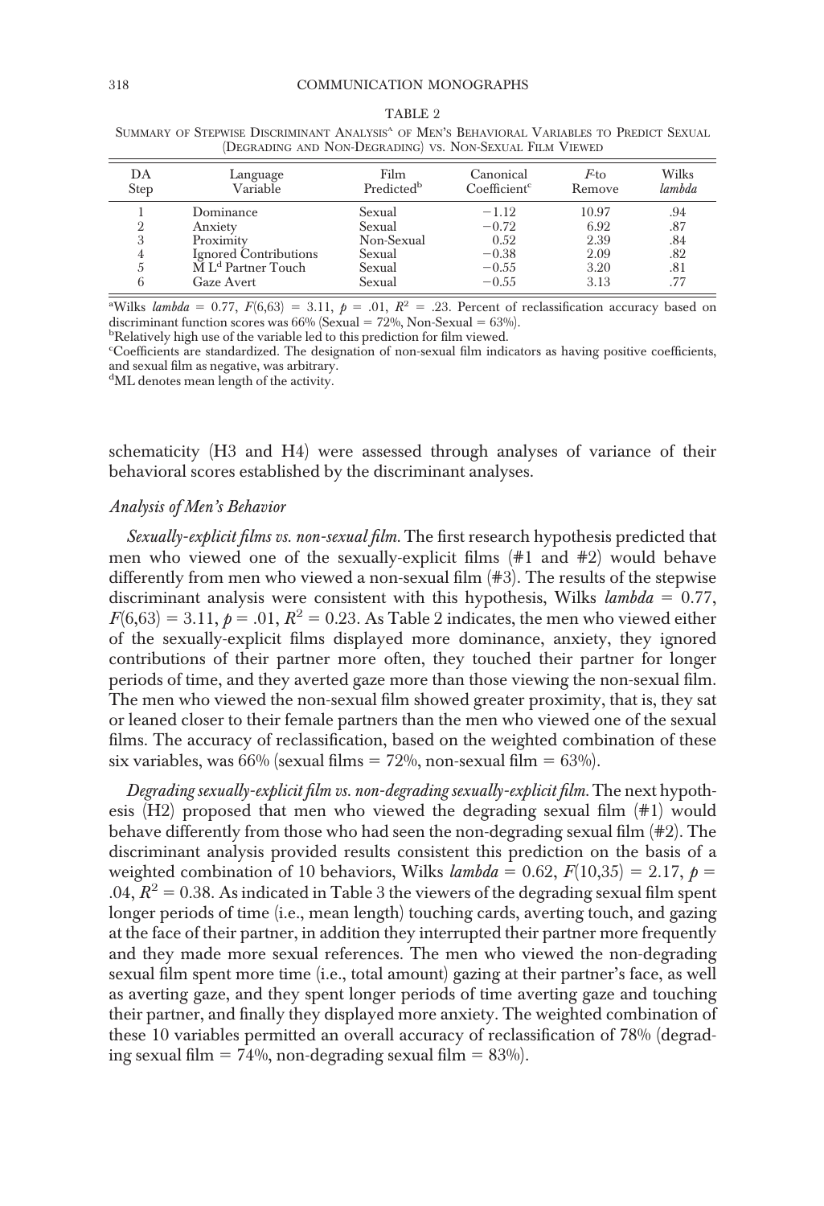TABLE 2

Summary of Stepwise Discriminant Analysis[a] of Men's Behavioral Variables to Predict Sexual (Degrading and Non-Degrading) vs. Non-Sexual Film Viewed

| DA Step | Language Variable | Film Predicted[b] | Canonical Coefficient[c] | *F*-to Remove | Wilks *lambda* |
|---|---|---|---|---|---|
| 1 | Dominance | Sexual | −1.12 | 10.97 | .94 |
| 2 | Anxiety | Sexual | −0.72 | 6.92 | .87 |
| 3 | Proximity | Non-Sexual | 0.52 | 2.39 | .84 |
| 4 | Ignored Contributions | Sexual | −0.38 | 2.09 | .82 |
| 5 | M L[d] Partner Touch | Sexual | −0.55 | 3.20 | .81 |
| 6 | Gaze Avert | Sexual | −0.55 | 3.13 | .77 |

[a]Wilks *lambda* = 0.77, $F(6,63) = 3.11$, $p = .01$, $R^2 = .23$. Percent of reclassification accuracy based on discriminant function scores was 66% (Sexual = 72%, Non-Sexual = 63%).
[b]Relatively high use of the variable led to this prediction for film viewed.
[c]Coefficients are standardized. The designation of non-sexual film indicators as having positive coefficients, and sexual film as negative, was arbitrary.
[d]ML denotes mean length of the activity.

schematicity (H3 and H4) were assessed through analyses of variance of their behavioral scores established by the discriminant analyses.

### *Analysis of Men's Behavior*

*Sexually-explicit films vs. non-sexual film.* The first research hypothesis predicted that men who viewed one of the sexually-explicit films (#1 and #2) would behave differently from men who viewed a non-sexual film (#3). The results of the stepwise discriminant analysis were consistent with this hypothesis, Wilks *lambda* = 0.77, $F(6,63) = 3.11$, $p = .01$, $R^2 = 0.23$. As Table 2 indicates, the men who viewed either of the sexually-explicit films displayed more dominance, anxiety, they ignored contributions of their partner more often, they touched their partner for longer periods of time, and they averted gaze more than those viewing the non-sexual film. The men who viewed the non-sexual film showed greater proximity, that is, they sat or leaned closer to their female partners than the men who viewed one of the sexual films. The accuracy of reclassification, based on the weighted combination of these six variables, was 66% (sexual films = 72%, non-sexual film = 63%).

*Degrading sexually-explicit film vs. non-degrading sexually-explicit film.* The next hypothesis (H2) proposed that men who viewed the degrading sexual film (#1) would behave differently from those who had seen the non-degrading sexual film (#2). The discriminant analysis provided results consistent this prediction on the basis of a weighted combination of 10 behaviors, Wilks *lambda* = 0.62, $F(10,35) = 2.17$, $p = .04$, $R^2 = 0.38$. As indicated in Table 3 the viewers of the degrading sexual film spent longer periods of time (i.e., mean length) touching cards, averting touch, and gazing at the face of their partner, in addition they interrupted their partner more frequently and they made more sexual references. The men who viewed the non-degrading sexual film spent more time (i.e., total amount) gazing at their partner's face, as well as averting gaze, and they spent longer periods of time averting gaze and touching their partner, and finally they displayed more anxiety. The weighted combination of these 10 variables permitted an overall accuracy of reclassification of 78% (degrading sexual film = 74%, non-degrading sexual film = 83%).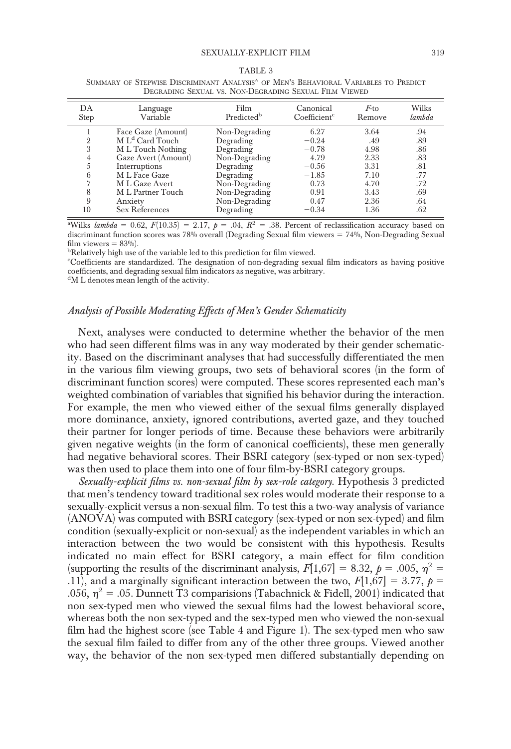TABLE 3

SUMMARY OF STEPWISE DISCRIMINANT ANALYSIS[A] OF MEN'S BEHAVIORAL VARIABLES TO PREDICT DEGRADING SEXUAL VS. NON-DEGRADING SEXUAL FILM VIEWED

| DA Step | Language Variable | Film Predicted[b] | Canonical Coefficient[c] | *F*-to Remove | Wilks *lambda* |
|---|---|---|---|---|---|
| 1 | Face Gaze (Amount) | Non-Degrading | 6.27 | 3.64 | .94 |
| 2 | M L[d] Card Touch | Degrading | −0.24 | .49 | .89 |
| 3 | M L Touch Nothing | Degrading | −0.78 | 4.98 | .86 |
| 4 | Gaze Avert (Amount) | Non-Degrading | 4.79 | 2.33 | .83 |
| 5 | Interruptions | Degrading | −0.56 | 3.31 | .81 |
| 6 | M L Face Gaze | Degrading | −1.85 | 7.10 | .77 |
| 7 | M L Gaze Avert | Non-Degrading | 0.73 | 4.70 | .72 |
| 8 | M L Partner Touch | Non-Degrading | 0.91 | 3.43 | .69 |
| 9 | Anxiety | Non-Degrading | 0.47 | 2.36 | .64 |
| 10 | Sex References | Degrading | −0.34 | 1.36 | .62 |

[a]Wilks *lambda* = 0.62, $F(10.35) = 2.17$, $p = .04$, $R^2 = .38$. Percent of reclassification accuracy based on discriminant function scores was 78% overall (Degrading Sexual film viewers = 74%, Non-Degrading Sexual film viewers = 83%).

[b]Relatively high use of the variable led to this prediction for film viewed.

[c]Coefficients are standardized. The designation of non-degrading sexual film indicators as having positive coefficients, and degrading sexual film indicators as negative, was arbitrary.

[d]M L denotes mean length of the activity.

### *Analysis of Possible Moderating Effects of Men's Gender Schematicity*

Next, analyses were conducted to determine whether the behavior of the men who had seen different films was in any way moderated by their gender schematicity. Based on the discriminant analyses that had successfully differentiated the men in the various film viewing groups, two sets of behavioral scores (in the form of discriminant function scores) were computed. These scores represented each man's weighted combination of variables that signified his behavior during the interaction. For example, the men who viewed either of the sexual films generally displayed more dominance, anxiety, ignored contributions, averted gaze, and they touched their partner for longer periods of time. Because these behaviors were arbitrarily given negative weights (in the form of canonical coefficients), these men generally had negative behavioral scores. Their BSRI category (sex-typed or non sex-typed) was then used to place them into one of four film-by-BSRI category groups.

*Sexually-explicit films vs. non-sexual film by sex-role category.* Hypothesis 3 predicted that men's tendency toward traditional sex roles would moderate their response to a sexually-explicit versus a non-sexual film. To test this a two-way analysis of variance (ANOVA) was computed with BSRI category (sex-typed or non sex-typed) and film condition (sexually-explicit or non-sexual) as the independent variables in which an interaction between the two would be consistent with this hypothesis. Results indicated no main effect for BSRI category, a main effect for film condition (supporting the results of the discriminant analysis, $F[1,67] = 8.32$, $p = .005$, $\eta^2 = .11$), and a marginally significant interaction between the two, $F[1,67] = 3.77$, $p = .056$, $\eta^2 = .05$. Dunnett T3 comparisions (Tabachnick & Fidell, 2001) indicated that non sex-typed men who viewed the sexual films had the lowest behavioral score, whereas both the non sex-typed and the sex-typed men who viewed the non-sexual film had the highest score (see Table 4 and Figure 1). The sex-typed men who saw the sexual film failed to differ from any of the other three groups. Viewed another way, the behavior of the non sex-typed men differed substantially depending on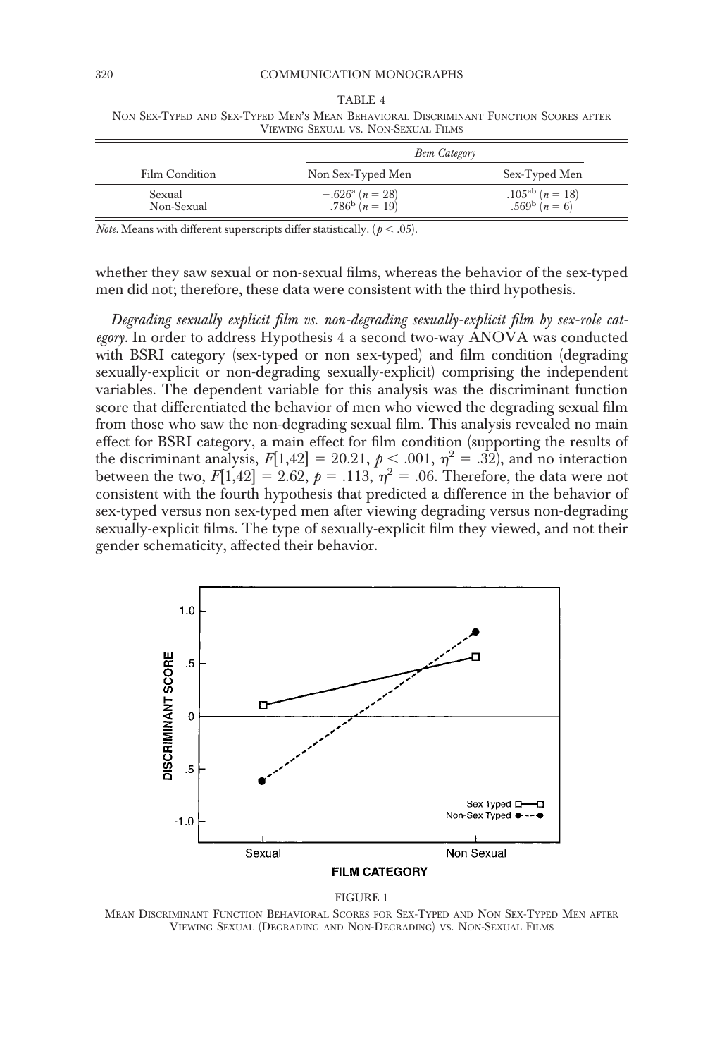TABLE 4

NON SEX-TYPED AND SEX-TYPED MEN'S MEAN BEHAVIORAL DISCRIMINANT FUNCTION SCORES AFTER VIEWING SEXUAL VS. NON-SEXUAL FILMS

| | *Bem Category* | |
|---|---|---|
| Film Condition | Non Sex-Typed Men | Sex-Typed Men |
| Sexual | $-.626^{a}$ ($n = 28$) | $.105^{ab}$ ($n = 18$) |
| Non-Sexual | $.786^{b}$ ($n = 19$) | $.569^{b}$ ($n = 6$) |

*Note.* Means with different superscripts differ statistically. ($p < .05$).

whether they saw sexual or non-sexual films, whereas the behavior of the sex-typed men did not; therefore, these data were consistent with the third hypothesis.

*Degrading sexually explicit film vs. non-degrading sexually-explicit film by sex-role category.* In order to address Hypothesis 4 a second two-way ANOVA was conducted with BSRI category (sex-typed or non sex-typed) and film condition (degrading sexually-explicit or non-degrading sexually-explicit) comprising the independent variables. The dependent variable for this analysis was the discriminant function score that differentiated the behavior of men who viewed the degrading sexual film from those who saw the non-degrading sexual film. This analysis revealed no main effect for BSRI category, a main effect for film condition (supporting the results of the discriminant analysis, $F[1,42] = 20.21$, $p < .001$, $\eta^2 = .32$), and no interaction between the two, $F[1,42] = 2.62$, $p = .113$, $\eta^2 = .06$. Therefore, the data were not consistent with the fourth hypothesis that predicted a difference in the behavior of sex-typed versus non sex-typed men after viewing degrading versus non-degrading sexually-explicit films. The type of sexually-explicit film they viewed, and not their gender schematicity, affected their behavior.

FIGURE 1

MEAN DISCRIMINANT FUNCTION BEHAVIORAL SCORES FOR SEX-TYPED AND NON SEX-TYPED MEN AFTER VIEWING SEXUAL (DEGRADING AND NON-DEGRADING) VS. NON-SEXUAL FILMS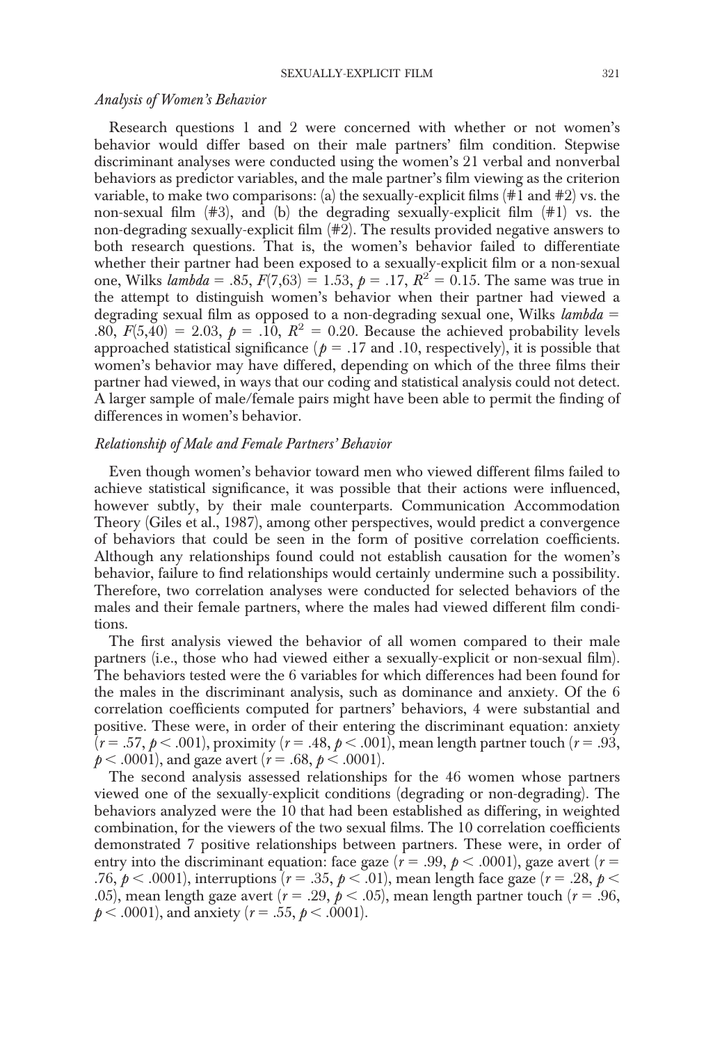### *Analysis of Women's Behavior*

Research questions 1 and 2 were concerned with whether or not women's behavior would differ based on their male partners' film condition. Stepwise discriminant analyses were conducted using the women's 21 verbal and nonverbal behaviors as predictor variables, and the male partner's film viewing as the criterion variable, to make two comparisons: (a) the sexually-explicit films (#1 and #2) vs. the non-sexual film (#3), and (b) the degrading sexually-explicit film (#1) vs. the non-degrading sexually-explicit film (#2). The results provided negative answers to both research questions. That is, the women's behavior failed to differentiate whether their partner had been exposed to a sexually-explicit film or a non-sexual one, Wilks *lambda* = .85, $F(7,63) = 1.53$, $p = .17$, $R^2 = 0.15$. The same was true in the attempt to distinguish women's behavior when their partner had viewed a degrading sexual film as opposed to a non-degrading sexual one, Wilks *lambda* = .80, $F(5,40) = 2.03$, $p = .10$, $R^2 = 0.20$. Because the achieved probability levels approached statistical significance ($p = .17$ and .10, respectively), it is possible that women's behavior may have differed, depending on which of the three films their partner had viewed, in ways that our coding and statistical analysis could not detect. A larger sample of male/female pairs might have been able to permit the finding of differences in women's behavior.

### *Relationship of Male and Female Partners' Behavior*

Even though women's behavior toward men who viewed different films failed to achieve statistical significance, it was possible that their actions were influenced, however subtly, by their male counterparts. Communication Accommodation Theory (Giles et al., 1987), among other perspectives, would predict a convergence of behaviors that could be seen in the form of positive correlation coefficients. Although any relationships found could not establish causation for the women's behavior, failure to find relationships would certainly undermine such a possibility. Therefore, two correlation analyses were conducted for selected behaviors of the males and their female partners, where the males had viewed different film conditions.

The first analysis viewed the behavior of all women compared to their male partners (i.e., those who had viewed either a sexually-explicit or non-sexual film). The behaviors tested were the 6 variables for which differences had been found for the males in the discriminant analysis, such as dominance and anxiety. Of the 6 correlation coefficients computed for partners' behaviors, 4 were substantial and positive. These were, in order of their entering the discriminant equation: anxiety ($r = .57$, $p < .001$), proximity ($r = .48$, $p < .001$), mean length partner touch ($r = .93$, $p < .0001$), and gaze avert ($r = .68$, $p < .0001$).

The second analysis assessed relationships for the 46 women whose partners viewed one of the sexually-explicit conditions (degrading or non-degrading). The behaviors analyzed were the 10 that had been established as differing, in weighted combination, for the viewers of the two sexual films. The 10 correlation coefficients demonstrated 7 positive relationships between partners. These were, in order of entry into the discriminant equation: face gaze ($r = .99$, $p < .0001$), gaze avert ($r = .76$, $p < .0001$), interruptions ($r = .35$, $p < .01$), mean length face gaze ($r = .28$, $p < .05$), mean length gaze avert ($r = .29$, $p < .05$), mean length partner touch ($r = .96$, $p < .0001$), and anxiety ($r = .55$, $p < .0001$).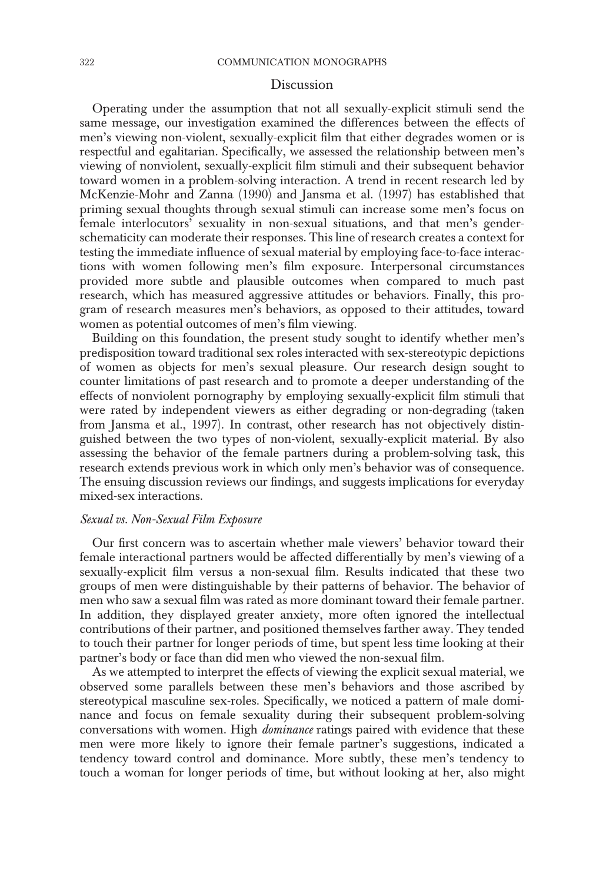## Discussion

Operating under the assumption that not all sexually-explicit stimuli send the same message, our investigation examined the differences between the effects of men's viewing non-violent, sexually-explicit film that either degrades women or is respectful and egalitarian. Specifically, we assessed the relationship between men's viewing of nonviolent, sexually-explicit film stimuli and their subsequent behavior toward women in a problem-solving interaction. A trend in recent research led by McKenzie-Mohr and Zanna (1990) and Jansma et al. (1997) has established that priming sexual thoughts through sexual stimuli can increase some men's focus on female interlocutors' sexuality in non-sexual situations, and that men's gender-schematicity can moderate their responses. This line of research creates a context for testing the immediate influence of sexual material by employing face-to-face interactions with women following men's film exposure. Interpersonal circumstances provided more subtle and plausible outcomes when compared to much past research, which has measured aggressive attitudes or behaviors. Finally, this program of research measures men's behaviors, as opposed to their attitudes, toward women as potential outcomes of men's film viewing.

Building on this foundation, the present study sought to identify whether men's predisposition toward traditional sex roles interacted with sex-stereotypic depictions of women as objects for men's sexual pleasure. Our research design sought to counter limitations of past research and to promote a deeper understanding of the effects of nonviolent pornography by employing sexually-explicit film stimuli that were rated by independent viewers as either degrading or non-degrading (taken from Jansma et al., 1997). In contrast, other research has not objectively distinguished between the two types of non-violent, sexually-explicit material. By also assessing the behavior of the female partners during a problem-solving task, this research extends previous work in which only men's behavior was of consequence. The ensuing discussion reviews our findings, and suggests implications for everyday mixed-sex interactions.

### *Sexual vs. Non-Sexual Film Exposure*

Our first concern was to ascertain whether male viewers' behavior toward their female interactional partners would be affected differentially by men's viewing of a sexually-explicit film versus a non-sexual film. Results indicated that these two groups of men were distinguishable by their patterns of behavior. The behavior of men who saw a sexual film was rated as more dominant toward their female partner. In addition, they displayed greater anxiety, more often ignored the intellectual contributions of their partner, and positioned themselves farther away. They tended to touch their partner for longer periods of time, but spent less time looking at their partner's body or face than did men who viewed the non-sexual film.

As we attempted to interpret the effects of viewing the explicit sexual material, we observed some parallels between these men's behaviors and those ascribed by stereotypical masculine sex-roles. Specifically, we noticed a pattern of male dominance and focus on female sexuality during their subsequent problem-solving conversations with women. High *dominance* ratings paired with evidence that these men were more likely to ignore their female partner's suggestions, indicated a tendency toward control and dominance. More subtly, these men's tendency to touch a woman for longer periods of time, but without looking at her, also might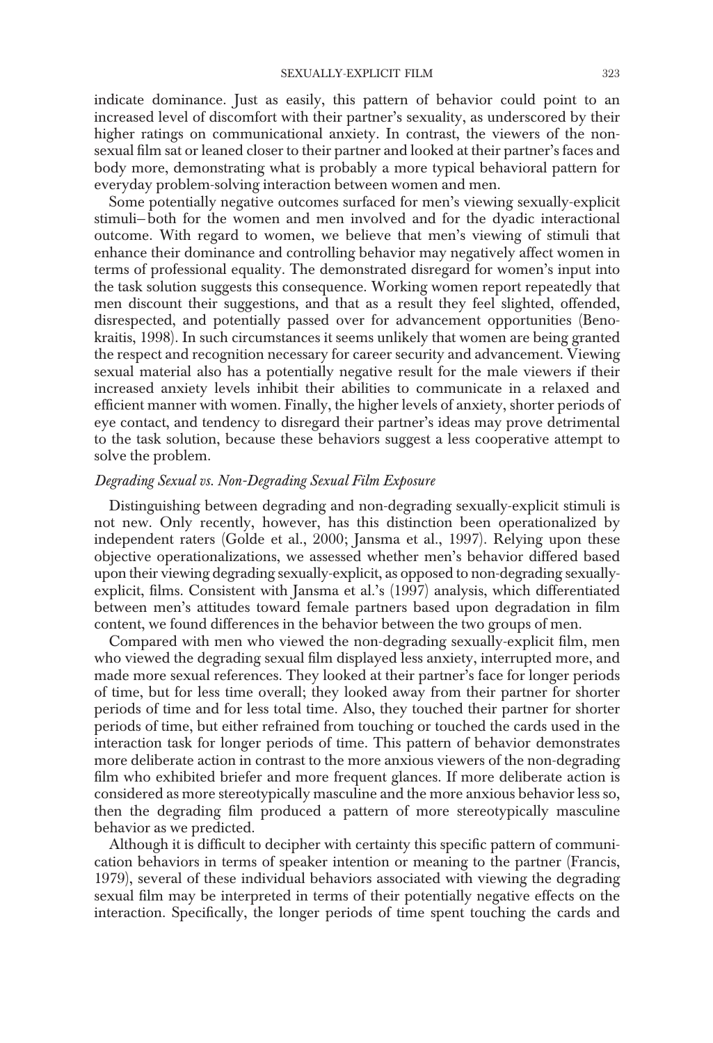indicate dominance. Just as easily, this pattern of behavior could point to an increased level of discomfort with their partner's sexuality, as underscored by their higher ratings on communicational anxiety. In contrast, the viewers of the non-sexual film sat or leaned closer to their partner and looked at their partner's faces and body more, demonstrating what is probably a more typical behavioral pattern for everyday problem-solving interaction between women and men.

Some potentially negative outcomes surfaced for men's viewing sexually-explicit stimuli—both for the women and men involved and for the dyadic interactional outcome. With regard to women, we believe that men's viewing of stimuli that enhance their dominance and controlling behavior may negatively affect women in terms of professional equality. The demonstrated disregard for women's input into the task solution suggests this consequence. Working women report repeatedly that men discount their suggestions, and that as a result they feel slighted, offended, disrespected, and potentially passed over for advancement opportunities (Benokraitis, 1998). In such circumstances it seems unlikely that women are being granted the respect and recognition necessary for career security and advancement. Viewing sexual material also has a potentially negative result for the male viewers if their increased anxiety levels inhibit their abilities to communicate in a relaxed and efficient manner with women. Finally, the higher levels of anxiety, shorter periods of eye contact, and tendency to disregard their partner's ideas may prove detrimental to the task solution, because these behaviors suggest a less cooperative attempt to solve the problem.

### *Degrading Sexual vs. Non-Degrading Sexual Film Exposure*

Distinguishing between degrading and non-degrading sexually-explicit stimuli is not new. Only recently, however, has this distinction been operationalized by independent raters (Golde et al., 2000; Jansma et al., 1997). Relying upon these objective operationalizations, we assessed whether men's behavior differed based upon their viewing degrading sexually-explicit, as opposed to non-degrading sexually-explicit, films. Consistent with Jansma et al.'s (1997) analysis, which differentiated between men's attitudes toward female partners based upon degradation in film content, we found differences in the behavior between the two groups of men.

Compared with men who viewed the non-degrading sexually-explicit film, men who viewed the degrading sexual film displayed less anxiety, interrupted more, and made more sexual references. They looked at their partner's face for longer periods of time, but for less time overall; they looked away from their partner for shorter periods of time and for less total time. Also, they touched their partner for shorter periods of time, but either refrained from touching or touched the cards used in the interaction task for longer periods of time. This pattern of behavior demonstrates more deliberate action in contrast to the more anxious viewers of the non-degrading film who exhibited briefer and more frequent glances. If more deliberate action is considered as more stereotypically masculine and the more anxious behavior less so, then the degrading film produced a pattern of more stereotypically masculine behavior as we predicted.

Although it is difficult to decipher with certainty this specific pattern of communication behaviors in terms of speaker intention or meaning to the partner (Francis, 1979), several of these individual behaviors associated with viewing the degrading sexual film may be interpreted in terms of their potentially negative effects on the interaction. Specifically, the longer periods of time spent touching the cards and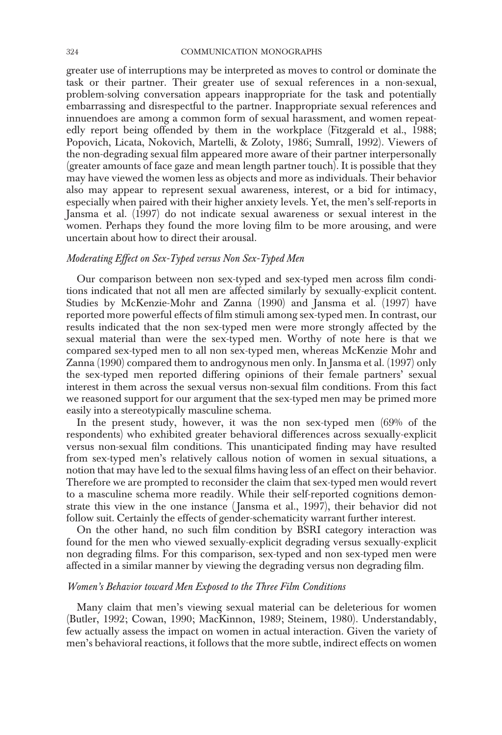greater use of interruptions may be interpreted as moves to control or dominate the task or their partner. Their greater use of sexual references in a non-sexual, problem-solving conversation appears inappropriate for the task and potentially embarrassing and disrespectful to the partner. Inappropriate sexual references and innuendoes are among a common form of sexual harassment, and women repeatedly report being offended by them in the workplace (Fitzgerald et al., 1988; Popovich, Licata, Nokovich, Martelli, & Zoloty, 1986; Sumrall, 1992). Viewers of the non-degrading sexual film appeared more aware of their partner interpersonally (greater amounts of face gaze and mean length partner touch). It is possible that they may have viewed the women less as objects and more as individuals. Their behavior also may appear to represent sexual awareness, interest, or a bid for intimacy, especially when paired with their higher anxiety levels. Yet, the men's self-reports in Jansma et al. (1997) do not indicate sexual awareness or sexual interest in the women. Perhaps they found the more loving film to be more arousing, and were uncertain about how to direct their arousal.

### *Moderating Effect on Sex-Typed versus Non Sex-Typed Men*

Our comparison between non sex-typed and sex-typed men across film conditions indicated that not all men are affected similarly by sexually-explicit content. Studies by McKenzie-Mohr and Zanna (1990) and Jansma et al. (1997) have reported more powerful effects of film stimuli among sex-typed men. In contrast, our results indicated that the non sex-typed men were more strongly affected by the sexual material than were the sex-typed men. Worthy of note here is that we compared sex-typed men to all non sex-typed men, whereas McKenzie Mohr and Zanna (1990) compared them to androgynous men only. In Jansma et al. (1997) only the sex-typed men reported differing opinions of their female partners' sexual interest in them across the sexual versus non-sexual film conditions. From this fact we reasoned support for our argument that the sex-typed men may be primed more easily into a stereotypically masculine schema.

In the present study, however, it was the non sex-typed men (69% of the respondents) who exhibited greater behavioral differences across sexually-explicit versus non-sexual film conditions. This unanticipated finding may have resulted from sex-typed men's relatively callous notion of women in sexual situations, a notion that may have led to the sexual films having less of an effect on their behavior. Therefore we are prompted to reconsider the claim that sex-typed men would revert to a masculine schema more readily. While their self-reported cognitions demonstrate this view in the one instance (Jansma et al., 1997), their behavior did not follow suit. Certainly the effects of gender-schematicity warrant further interest.

On the other hand, no such film condition by BSRI category interaction was found for the men who viewed sexually-explicit degrading versus sexually-explicit non degrading films. For this comparison, sex-typed and non sex-typed men were affected in a similar manner by viewing the degrading versus non degrading film.

### *Women's Behavior toward Men Exposed to the Three Film Conditions*

Many claim that men's viewing sexual material can be deleterious for women (Butler, 1992; Cowan, 1990; MacKinnon, 1989; Steinem, 1980). Understandably, few actually assess the impact on women in actual interaction. Given the variety of men's behavioral reactions, it follows that the more subtle, indirect effects on women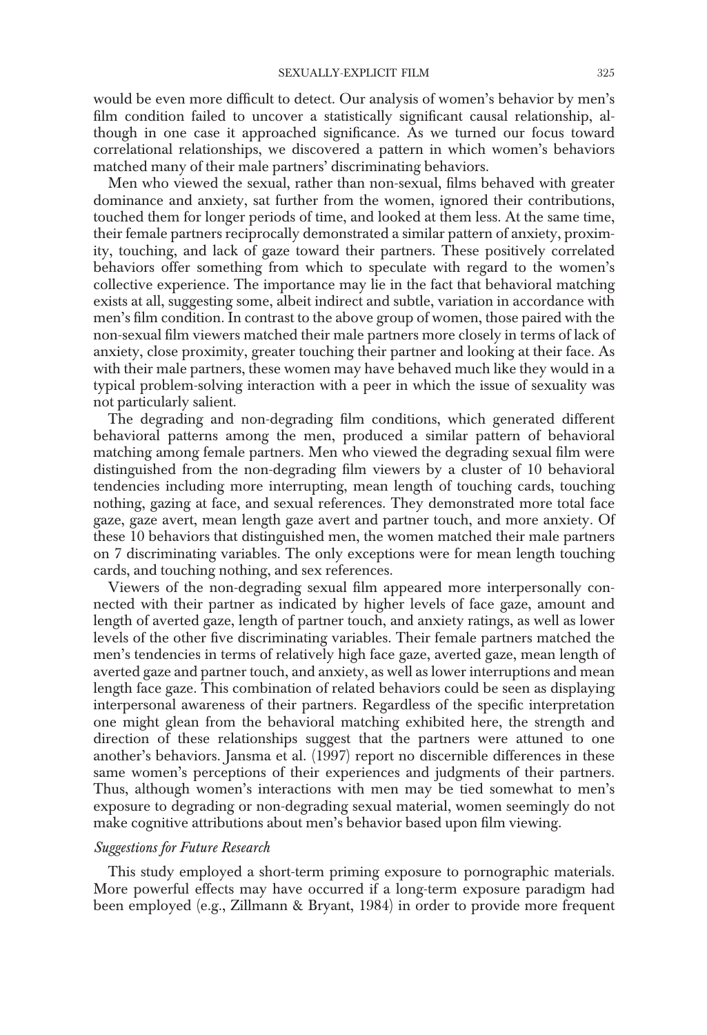would be even more difficult to detect. Our analysis of women's behavior by men's film condition failed to uncover a statistically significant causal relationship, although in one case it approached significance. As we turned our focus toward correlational relationships, we discovered a pattern in which women's behaviors matched many of their male partners' discriminating behaviors.

Men who viewed the sexual, rather than non-sexual, films behaved with greater dominance and anxiety, sat further from the women, ignored their contributions, touched them for longer periods of time, and looked at them less. At the same time, their female partners reciprocally demonstrated a similar pattern of anxiety, proximity, touching, and lack of gaze toward their partners. These positively correlated behaviors offer something from which to speculate with regard to the women's collective experience. The importance may lie in the fact that behavioral matching exists at all, suggesting some, albeit indirect and subtle, variation in accordance with men's film condition. In contrast to the above group of women, those paired with the non-sexual film viewers matched their male partners more closely in terms of lack of anxiety, close proximity, greater touching their partner and looking at their face. As with their male partners, these women may have behaved much like they would in a typical problem-solving interaction with a peer in which the issue of sexuality was not particularly salient.

The degrading and non-degrading film conditions, which generated different behavioral patterns among the men, produced a similar pattern of behavioral matching among female partners. Men who viewed the degrading sexual film were distinguished from the non-degrading film viewers by a cluster of 10 behavioral tendencies including more interrupting, mean length of touching cards, touching nothing, gazing at face, and sexual references. They demonstrated more total face gaze, gaze avert, mean length gaze avert and partner touch, and more anxiety. Of these 10 behaviors that distinguished men, the women matched their male partners on 7 discriminating variables. The only exceptions were for mean length touching cards, and touching nothing, and sex references.

Viewers of the non-degrading sexual film appeared more interpersonally connected with their partner as indicated by higher levels of face gaze, amount and length of averted gaze, length of partner touch, and anxiety ratings, as well as lower levels of the other five discriminating variables. Their female partners matched the men's tendencies in terms of relatively high face gaze, averted gaze, mean length of averted gaze and partner touch, and anxiety, as well as lower interruptions and mean length face gaze. This combination of related behaviors could be seen as displaying interpersonal awareness of their partners. Regardless of the specific interpretation one might glean from the behavioral matching exhibited here, the strength and direction of these relationships suggest that the partners were attuned to one another's behaviors. Jansma et al. (1997) report no discernible differences in these same women's perceptions of their experiences and judgments of their partners. Thus, although women's interactions with men may be tied somewhat to men's exposure to degrading or non-degrading sexual material, women seemingly do not make cognitive attributions about men's behavior based upon film viewing.

### *Suggestions for Future Research*

This study employed a short-term priming exposure to pornographic materials. More powerful effects may have occurred if a long-term exposure paradigm had been employed (e.g., Zillmann & Bryant, 1984) in order to provide more frequent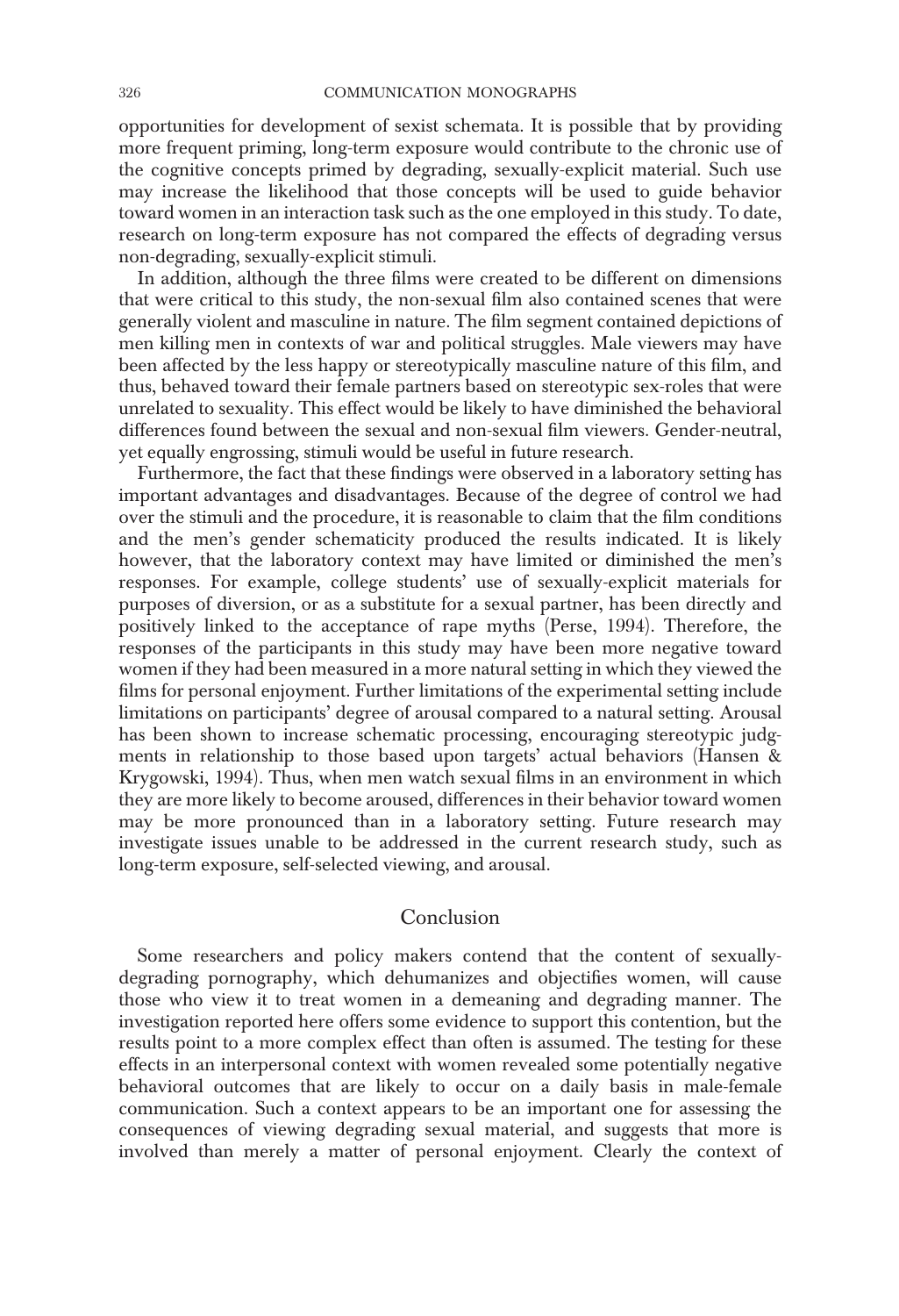opportunities for development of sexist schemata. It is possible that by providing more frequent priming, long-term exposure would contribute to the chronic use of the cognitive concepts primed by degrading, sexually-explicit material. Such use may increase the likelihood that those concepts will be used to guide behavior toward women in an interaction task such as the one employed in this study. To date, research on long-term exposure has not compared the effects of degrading versus non-degrading, sexually-explicit stimuli.

In addition, although the three films were created to be different on dimensions that were critical to this study, the non-sexual film also contained scenes that were generally violent and masculine in nature. The film segment contained depictions of men killing men in contexts of war and political struggles. Male viewers may have been affected by the less happy or stereotypically masculine nature of this film, and thus, behaved toward their female partners based on stereotypic sex-roles that were unrelated to sexuality. This effect would be likely to have diminished the behavioral differences found between the sexual and non-sexual film viewers. Gender-neutral, yet equally engrossing, stimuli would be useful in future research.

Furthermore, the fact that these findings were observed in a laboratory setting has important advantages and disadvantages. Because of the degree of control we had over the stimuli and the procedure, it is reasonable to claim that the film conditions and the men's gender schematicity produced the results indicated. It is likely however, that the laboratory context may have limited or diminished the men's responses. For example, college students' use of sexually-explicit materials for purposes of diversion, or as a substitute for a sexual partner, has been directly and positively linked to the acceptance of rape myths (Perse, 1994). Therefore, the responses of the participants in this study may have been more negative toward women if they had been measured in a more natural setting in which they viewed the films for personal enjoyment. Further limitations of the experimental setting include limitations on participants' degree of arousal compared to a natural setting. Arousal has been shown to increase schematic processing, encouraging stereotypic judgments in relationship to those based upon targets' actual behaviors (Hansen & Krygowski, 1994). Thus, when men watch sexual films in an environment in which they are more likely to become aroused, differences in their behavior toward women may be more pronounced than in a laboratory setting. Future research may investigate issues unable to be addressed in the current research study, such as long-term exposure, self-selected viewing, and arousal.

## Conclusion

Some researchers and policy makers contend that the content of sexually-degrading pornography, which dehumanizes and objectifies women, will cause those who view it to treat women in a demeaning and degrading manner. The investigation reported here offers some evidence to support this contention, but the results point to a more complex effect than often is assumed. The testing for these effects in an interpersonal context with women revealed some potentially negative behavioral outcomes that are likely to occur on a daily basis in male-female communication. Such a context appears to be an important one for assessing the consequences of viewing degrading sexual material, and suggests that more is involved than merely a matter of personal enjoyment. Clearly the context of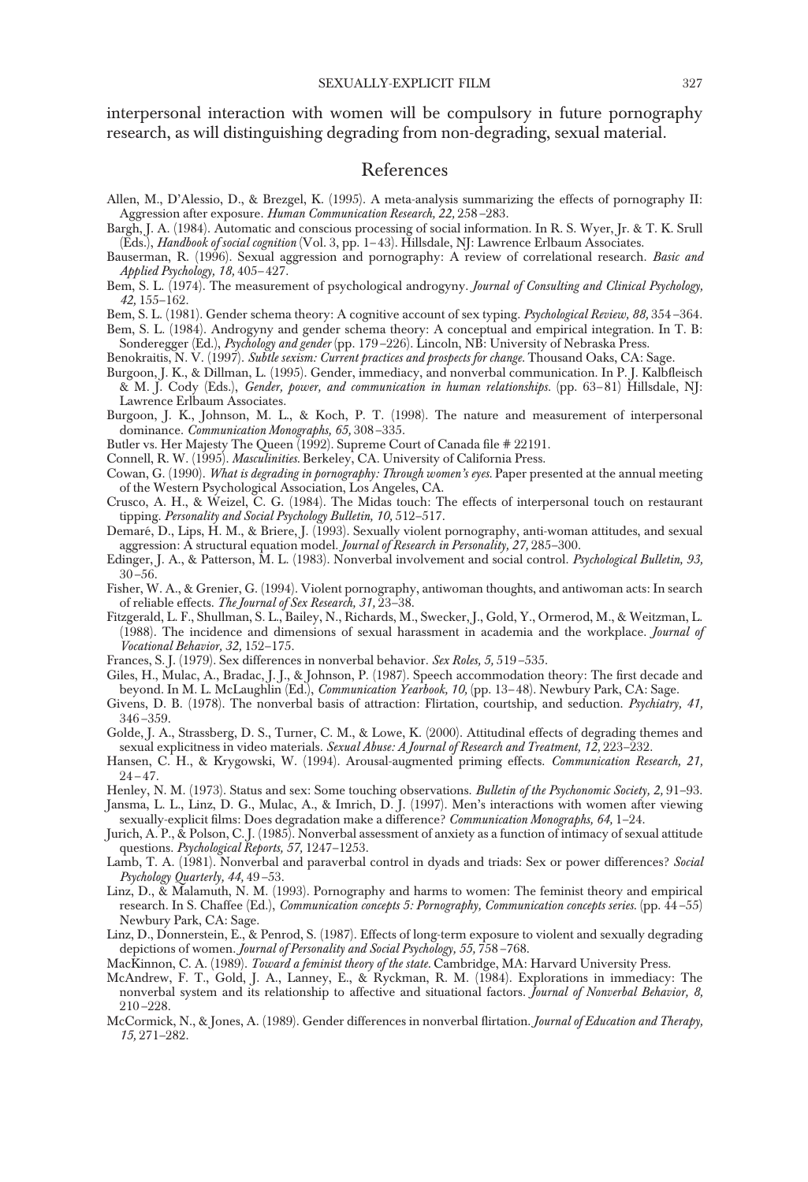interpersonal interaction with women will be compulsory in future pornography research, as will distinguishing degrading from non-degrading, sexual material.

## References

Allen, M., D'Alessio, D., & Brezgel, K. (1995). A meta-analysis summarizing the effects of pornography II: Aggression after exposure. *Human Communication Research, 22,* 258–283.

Bargh, J. A. (1984). Automatic and conscious processing of social information. In R. S. Wyer, Jr. & T. K. Srull (Eds.), *Handbook of social cognition* (Vol. 3, pp. 1–43). Hillsdale, NJ: Lawrence Erlbaum Associates.

Bauserman, R. (1996). Sexual aggression and pornography: A review of correlational research. *Basic and Applied Psychology, 18,* 405–427.

Bem, S. L. (1974). The measurement of psychological androgyny. *Journal of Consulting and Clinical Psychology, 42,* 155–162.

Bem, S. L. (1981). Gender schema theory: A cognitive account of sex typing. *Psychological Review, 88,* 354–364.

Bem, S. L. (1984). Androgyny and gender schema theory: A conceptual and empirical integration. In T. B: Sonderegger (Ed.), *Psychology and gender* (pp. 179–226). Lincoln, NB: University of Nebraska Press.

Benokraitis, N. V. (1997). *Subtle sexism: Current practices and prospects for change.* Thousand Oaks, CA: Sage.

Burgoon, J. K., & Dillman, L. (1995). Gender, immediacy, and nonverbal communication. In P. J. Kalbfleisch & M. J. Cody (Eds.), *Gender, power, and communication in human relationships.* (pp. 63–81) Hillsdale, NJ: Lawrence Erlbaum Associates.

Burgoon, J. K., Johnson, M. L., & Koch, P. T. (1998). The nature and measurement of interpersonal dominance. *Communication Monographs, 65,* 308–335.

Butler vs. Her Majesty The Queen (1992). Supreme Court of Canada file # 22191.

Connell, R. W. (1995). *Masculinities.* Berkeley, CA. University of California Press.

Cowan, G. (1990). *What is degrading in pornography: Through women's eyes.* Paper presented at the annual meeting of the Western Psychological Association, Los Angeles, CA.

Crusco, A. H., & Weizel, C. G. (1984). The Midas touch: The effects of interpersonal touch on restaurant tipping. *Personality and Social Psychology Bulletin, 10,* 512–517.

Demaré, D., Lips, H. M., & Briere, J. (1993). Sexually violent pornography, anti-woman attitudes, and sexual aggression: A structural equation model. *Journal of Research in Personality, 27,* 285–300.

Edinger, J. A., & Patterson, M. L. (1983). Nonverbal involvement and social control. *Psychological Bulletin, 93,* 30–56.

Fisher, W. A., & Grenier, G. (1994). Violent pornography, antiwoman thoughts, and antiwoman acts: In search of reliable effects. *The Journal of Sex Research, 31,* 23–38.

Fitzgerald, L. F., Shullman, S. L., Bailey, N., Richards, M., Swecker, J., Gold, Y., Ormerod, M., & Weitzman, L. (1988). The incidence and dimensions of sexual harassment in academia and the workplace. *Journal of Vocational Behavior, 32,* 152–175.

Frances, S. J. (1979). Sex differences in nonverbal behavior. *Sex Roles, 5,* 519–535.

Giles, H., Mulac, A., Bradac, J. J., & Johnson, P. (1987). Speech accommodation theory: The first decade and beyond. In M. L. McLaughlin (Ed.), *Communication Yearbook, 10,* (pp. 13–48). Newbury Park, CA: Sage.

Givens, D. B. (1978). The nonverbal basis of attraction: Flirtation, courtship, and seduction. *Psychiatry, 41,* 346–359.

Golde, J. A., Strassberg, D. S., Turner, C. M., & Lowe, K. (2000). Attitudinal effects of degrading themes and sexual explicitness in video materials. *Sexual Abuse: A Journal of Research and Treatment, 12,* 223–232.

Hansen, C. H., & Krygowski, W. (1994). Arousal-augmented priming effects. *Communication Research, 21,* 24–47.

Henley, N. M. (1973). Status and sex: Some touching observations. *Bulletin of the Psychonomic Society, 2,* 91–93.

Jansma, L. L., Linz, D. G., Mulac, A., & Imrich, D. J. (1997). Men's interactions with women after viewing sexually-explicit films: Does degradation make a difference? *Communication Monographs, 64,* 1–24.

Jurich, A. P., & Polson, C. J. (1985). Nonverbal assessment of anxiety as a function of intimacy of sexual attitude questions. *Psychological Reports, 57,* 1247–1253.

Lamb, T. A. (1981). Nonverbal and paraverbal control in dyads and triads: Sex or power differences? *Social Psychology Quarterly, 44,* 49–53.

Linz, D., & Malamuth, N. M. (1993). Pornography and harms to women: The feminist theory and empirical research. In S. Chaffee (Ed.), *Communication concepts 5: Pornography, Communication concepts series.* (pp. 44–55) Newbury Park, CA: Sage.

Linz, D., Donnerstein, E., & Penrod, S. (1987). Effects of long-term exposure to violent and sexually degrading depictions of women. *Journal of Personality and Social Psychology, 55,* 758–768.

MacKinnon, C. A. (1989). *Toward a feminist theory of the state.* Cambridge, MA: Harvard University Press.

McAndrew, F. T., Gold, J. A., Lanney, E., & Ryckman, R. M. (1984). Explorations in immediacy: The nonverbal system and its relationship to affective and situational factors. *Journal of Nonverbal Behavior, 8,* 210–228.

McCormick, N., & Jones, A. (1989). Gender differences in nonverbal flirtation. *Journal of Education and Therapy, 15,* 271–282.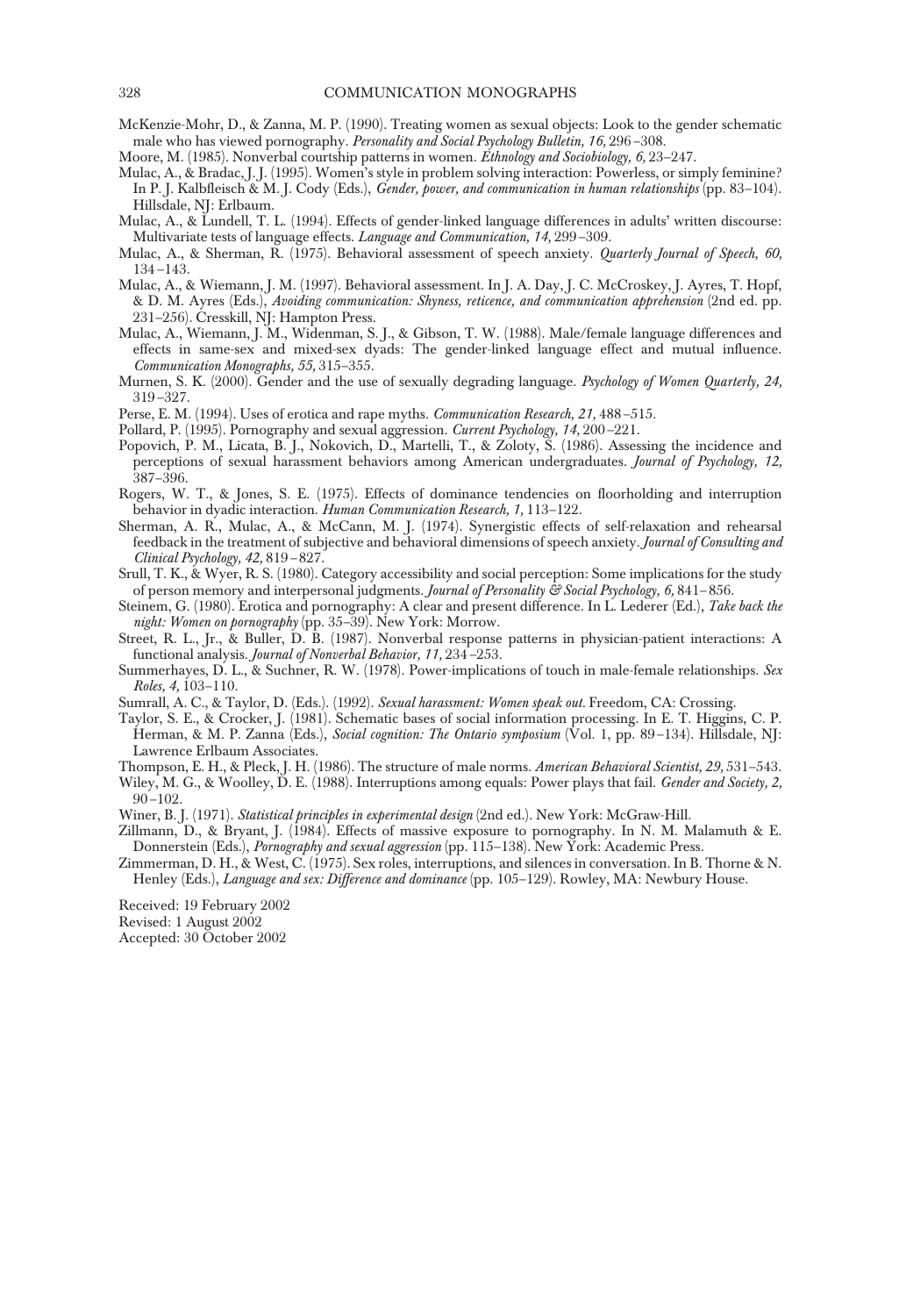McKenzie-Mohr, D., & Zanna, M. P. (1990). Treating women as sexual objects: Look to the gender schematic male who has viewed pornography. *Personality and Social Psychology Bulletin, 16,* 296–308.

Moore, M. (1985). Nonverbal courtship patterns in women. *Ethnology and Sociobiology, 6,* 23–247.

Mulac, A., & Bradac, J. J. (1995). Women's style in problem solving interaction: Powerless, or simply feminine? In P. J. Kalbfleisch & M. J. Cody (Eds.), *Gender, power, and communication in human relationships* (pp. 83–104). Hillsdale, NJ: Erlbaum.

Mulac, A., & Lundell, T. L. (1994). Effects of gender-linked language differences in adults' written discourse: Multivariate tests of language effects. *Language and Communication, 14,* 299–309.

Mulac, A., & Sherman, R. (1975). Behavioral assessment of speech anxiety. *Quarterly Journal of Speech, 60,* 134–143.

Mulac, A., & Wiemann, J. M. (1997). Behavioral assessment. In J. A. Day, J. C. McCroskey, J. Ayres, T. Hopf, & D. M. Ayres (Eds.), *Avoiding communication: Shyness, reticence, and communication apprehension* (2nd ed. pp. 231–256). Cresskill, NJ: Hampton Press.

Mulac, A., Wiemann, J. M., Widenman, S. J., & Gibson, T. W. (1988). Male/female language differences and effects in same-sex and mixed-sex dyads: The gender-linked language effect and mutual influence. *Communication Monographs, 55,* 315–355.

Murnen, S. K. (2000). Gender and the use of sexually degrading language. *Psychology of Women Quarterly, 24,* 319–327.

Perse, E. M. (1994). Uses of erotica and rape myths. *Communication Research, 21,* 488–515.

Pollard, P. (1995). Pornography and sexual aggression. *Current Psychology, 14,* 200–221.

Popovich, P. M., Licata, B. J., Nokovich, D., Martelli, T., & Zoloty, S. (1986). Assessing the incidence and perceptions of sexual harassment behaviors among American undergraduates. *Journal of Psychology, 12,* 387–396.

Rogers, W. T., & Jones, S. E. (1975). Effects of dominance tendencies on floorholding and interruption behavior in dyadic interaction. *Human Communication Research, 1,* 113–122.

Sherman, A. R., Mulac, A., & McCann, M. J. (1974). Synergistic effects of self-relaxation and rehearsal feedback in the treatment of subjective and behavioral dimensions of speech anxiety. *Journal of Consulting and Clinical Psychology, 42,* 819–827.

Srull, T. K., & Wyer, R. S. (1980). Category accessibility and social perception: Some implications for the study of person memory and interpersonal judgments. *Journal of Personality & Social Psychology, 6,* 841–856.

Steinem, G. (1980). Erotica and pornography: A clear and present difference. In L. Lederer (Ed.), *Take back the night: Women on pornography* (pp. 35–39). New York: Morrow.

Street, R. L., Jr., & Buller, D. B. (1987). Nonverbal response patterns in physician-patient interactions: A functional analysis. *Journal of Nonverbal Behavior, 11,* 234–253.

Summerhayes, D. L., & Suchner, R. W. (1978). Power-implications of touch in male-female relationships. *Sex Roles, 4,* 103–110.

Sumrall, A. C., & Taylor, D. (Eds.). (1992). *Sexual harassment: Women speak out.* Freedom, CA: Crossing.

Taylor, S. E., & Crocker, J. (1981). Schematic bases of social information processing. In E. T. Higgins, C. P. Herman, & M. P. Zanna (Eds.), *Social cognition: The Ontario symposium* (Vol. 1, pp. 89–134). Hillsdale, NJ: Lawrence Erlbaum Associates.

Thompson, E. H., & Pleck, J. H. (1986). The structure of male norms. *American Behavioral Scientist, 29,* 531–543.

Wiley, M. G., & Woolley, D. E. (1988). Interruptions among equals: Power plays that fail. *Gender and Society, 2,* 90–102.

Winer, B. J. (1971). *Statistical principles in experimental design* (2nd ed.). New York: McGraw-Hill.

Zillmann, D., & Bryant, J. (1984). Effects of massive exposure to pornography. In N. M. Malamuth & E. Donnerstein (Eds.), *Pornography and sexual aggression* (pp. 115–138). New York: Academic Press.

Zimmerman, D. H., & West, C. (1975). Sex roles, interruptions, and silences in conversation. In B. Thorne & N. Henley (Eds.), *Language and sex: Difference and dominance* (pp. 105–129). Rowley, MA: Newbury House.

Received: 19 February 2002
Revised: 1 August 2002
Accepted: 30 October 2002